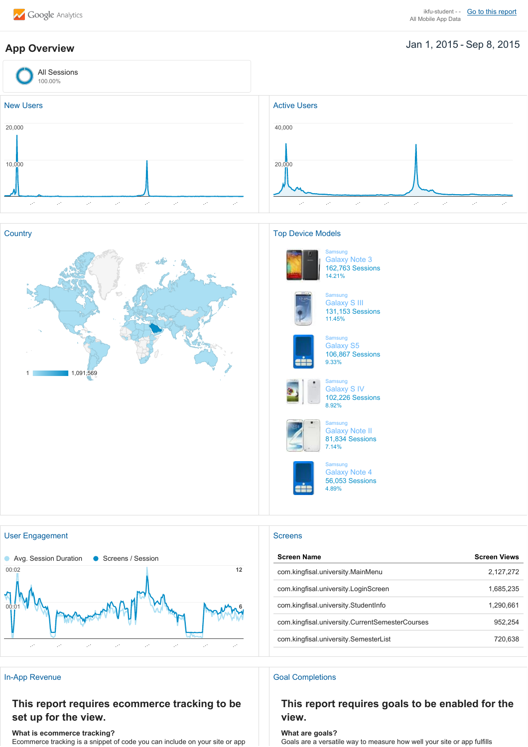Google Analytics

ikfu-student - - All Mobile App Data | Go to this report

# App Overview

Jan 1, 2015 - Sep 8, 2015

All Sessions
100.00%

## New Users

20,000

10,000

## Active Users

40,000

20,000

## Country

1 — 1,091,569

## Top Device Models

Samsung
Galaxy Note 3
162,763 Sessions
14.21%

Samsung
Galaxy S III
131,153 Sessions
11.45%

Samsung
Galaxy S5
106,867 Sessions
9.33%

Samsung
Galaxy S IV
102,226 Sessions
8.92%

Samsung
Galaxy Note II
81,834 Sessions
7.14%

Samsung
Galaxy Note 4
56,053 Sessions
4.89%

## User Engagement

Avg. Session Duration — Screens / Session

00:02 — 12

00:01 — 6

## Screens

| Screen Name | Screen Views |
|---|---|
| com.kingfisal.university.MainMenu | 2,127,272 |
| com.kingfisal.university.LoginScreen | 1,685,235 |
| com.kingfisal.university.StudentInfo | 1,290,661 |
| com.kingfisal.university.CurrentSemesterCourses | 952,254 |
| com.kingfisal.university.SemesterList | 720,638 |

## In-App Revenue

### This report requires ecommerce tracking to be set up for the view.

**What is ecommerce tracking?**
Ecommerce tracking is a snippet of code you can include on your site or app

## Goal Completions

### This report requires goals to be enabled for the view.

**What are goals?**
Goals are a versatile way to measure how well your site or app fulfills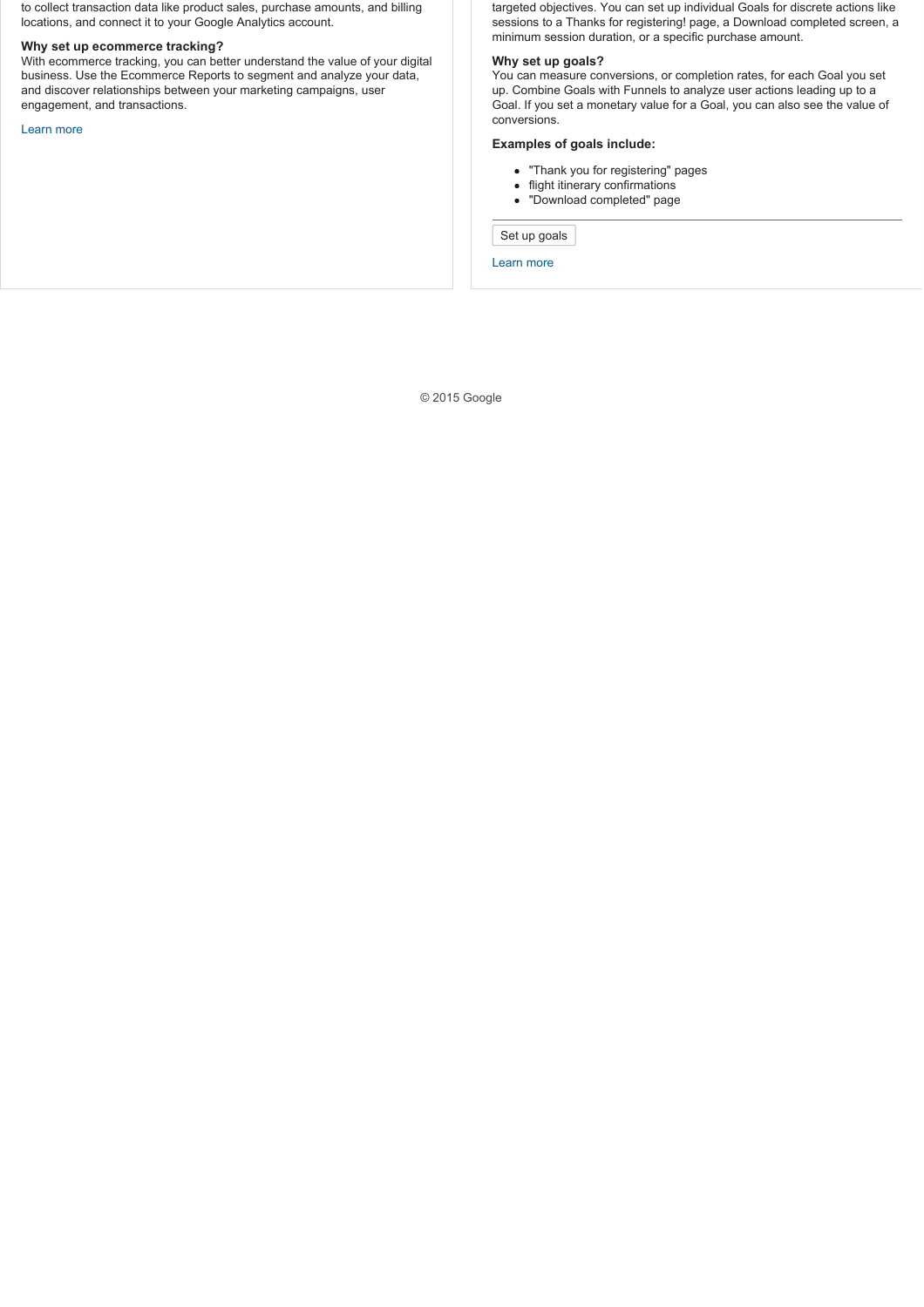to collect transaction data like product sales, purchase amounts, and billing locations, and connect it to your Google Analytics account.

**Why set up ecommerce tracking?**

With ecommerce tracking, you can better understand the value of your digital business. Use the Ecommerce Reports to segment and analyze your data, and discover relationships between your marketing campaigns, user engagement, and transactions.

Learn more

targeted objectives. You can set up individual Goals for discrete actions like sessions to a Thanks for registering! page, a Download completed screen, a minimum session duration, or a specific purchase amount.

**Why set up goals?**

You can measure conversions, or completion rates, for each Goal you set up. Combine Goals with Funnels to analyze user actions leading up to a Goal. If you set a monetary value for a Goal, you can also see the value of conversions.

**Examples of goals include:**

- "Thank you for registering" pages
- flight itinerary confirmations
- "Download completed" page

Set up goals

Learn more

© 2015 Google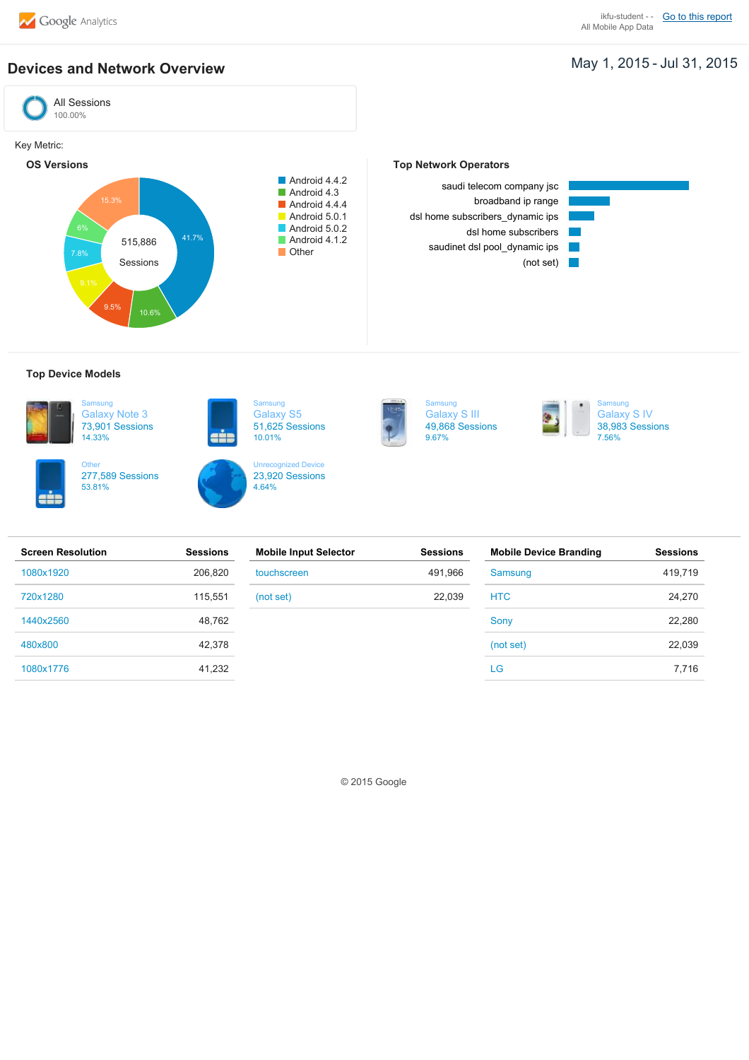Google Analytics

ikfu-student - -
All Mobile App Data

Go to this report

# Devices and Network Overview

May 1, 2015 - Jul 31, 2015

All Sessions
100.00%

Key Metric:

## OS Versions

515,886
Sessions

41.7%
10.6%
9.5%
9.1%
7.8%
6%
15.3%

- Android 4.4.2
- Android 4.3
- Android 4.4.4
- Android 5.0.1
- Android 5.0.2
- Android 4.1.2
- Other

## Top Network Operators

saudi telecom company jsc
broadband ip range
dsl home subscribers_dynamic ips
dsl home subscribers
saudinet dsl pool_dynamic ips
(not set)

## Top Device Models

Samsung
Galaxy Note 3
73,901 Sessions
14.33%

Samsung
Galaxy S5
51,625 Sessions
10.01%

Samsung
Galaxy S III
49,868 Sessions
9.67%

Samsung
Galaxy S IV
38,983 Sessions
7.56%

Other
277,589 Sessions
53.81%

Unrecognized Device
23,920 Sessions
4.64%

| Screen Resolution | Sessions |
|---|---|
| 1080x1920 | 206,820 |
| 720x1280 | 115,551 |
| 1440x2560 | 48,762 |
| 480x800 | 42,378 |
| 1080x1776 | 41,232 |

| Mobile Input Selector | Sessions |
|---|---|
| touchscreen | 491,966 |
| (not set) | 22,039 |

| Mobile Device Branding | Sessions |
|---|---|
| Samsung | 419,719 |
| HTC | 24,270 |
| Sony | 22,280 |
| (not set) | 22,039 |
| LG | 7,716 |

© 2015 Google